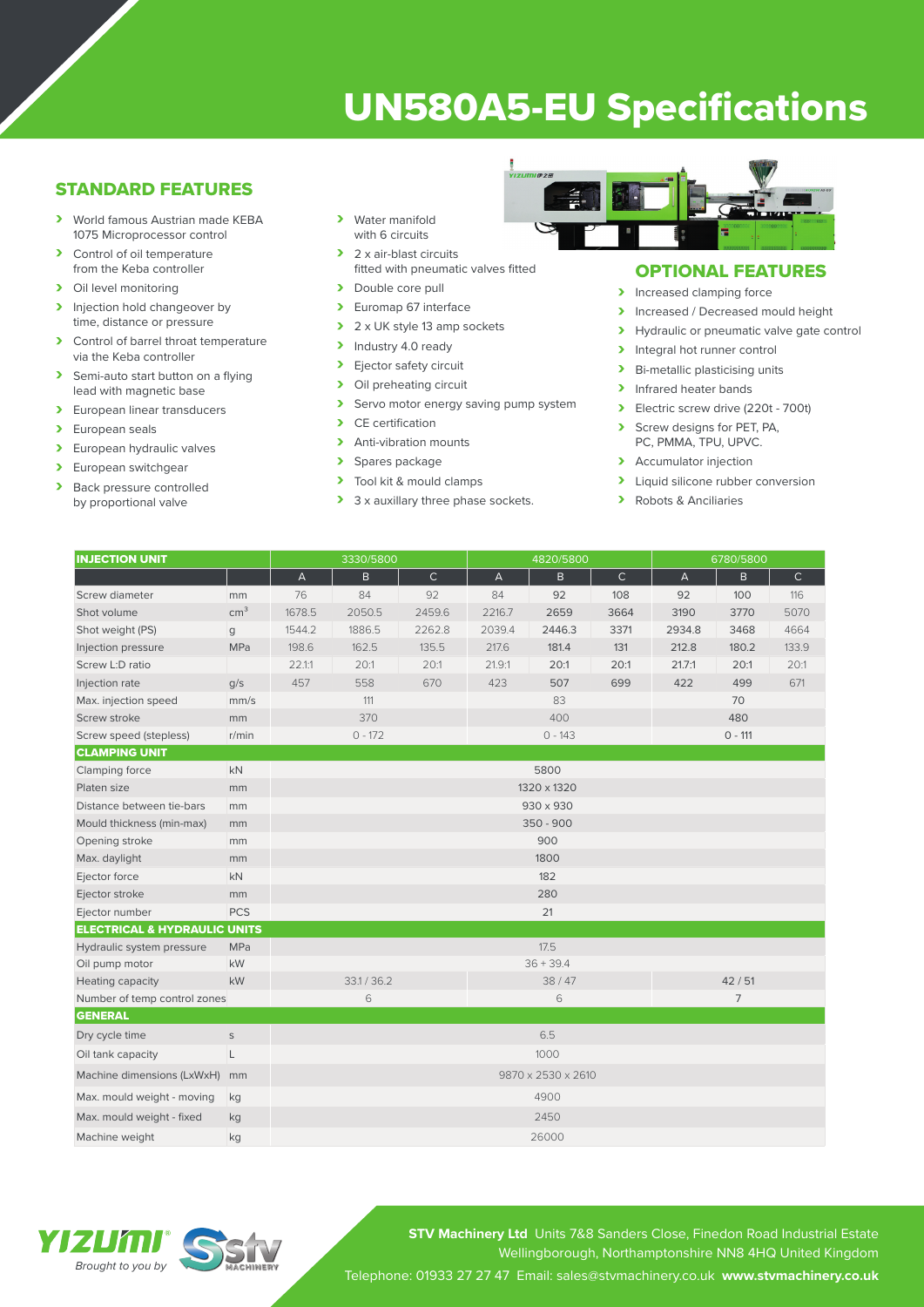# UN580A5-EU Specifications

## STANDARD FEATURES

- World famous Austrian made KEBA 1075 Microprocessor control
- Control of oil temperature from the Keba controller
- Oil level monitoring
- Injection hold changeover by time, distance or pressure
- Control of barrel throat temperature via the Keba controller
- Semi-auto start button on a flying lead with magnetic base
- European linear transducers
- European seals
- European hydraulic valves
- European switchgear
- Back pressure controlled by proportional valve
- Water manifold with 6 circuits
- 2 x air-blast circuits fitted with pneumatic valves fitted
- Double core pull
- Euromap 67 interface
- 2 x UK style 13 amp sockets
- Industry 4.0 ready
- Ejector safety circuit
- Oil preheating circuit
- Servo motor energy saving pump system
- CE certification
- Anti-vibration mounts
- Spares package
- Tool kit & mould clamps
- 3 x auxillary three phase sockets.

## OPTIONAL FEATURES

- Increased clamping force
- Increased / Decreased mould height
- Hydraulic or pneumatic valve gate control
- Integral hot runner control
- Bi-metallic plasticising units
- Infrared heater bands
- Electric screw drive (220t - 700t)
- Screw designs for PET, PA, PC, PMMA, TPU, UPVC.
- Accumulator injection
- Liquid silicone rubber conversion
- Robots & Anciliaries

| INJECTION UNIT | | 3330/5800 | | | 4820/5800 | | | 6780/5800 | | |
|---|---|---|---|---|---|---|---|---|---|---|
| | | A | B | C | A | B | C | A | B | C |
| Screw diameter | mm | 76 | 84 | 92 | 84 | 92 | 108 | 92 | 100 | 116 |
| Shot volume | cm³ | 1678.5 | 2050.5 | 2459.6 | 2216.7 | 2659 | 3664 | 3190 | 3770 | 5070 |
| Shot weight (PS) | g | 1544.2 | 1886.5 | 2262.8 | 2039.4 | 2446.3 | 3371 | 2934.8 | 3468 | 4664 |
| Injection pressure | MPa | 198.6 | 162.5 | 135.5 | 217.6 | 181.4 | 131 | 212.8 | 180.2 | 133.9 |
| Screw L:D ratio | | 22.1:1 | 20:1 | 20:1 | 21.9:1 | 20:1 | 20:1 | 21.7:1 | 20:1 | 20:1 |
| Injection rate | g/s | 457 | 558 | 670 | 423 | 507 | 699 | 422 | 499 | 671 |
| Max. injection speed | mm/s | 111 | | | 83 | | | 70 | | |
| Screw stroke | mm | 370 | | | 400 | | | 480 | | |
| Screw speed (stepless) | r/min | 0 - 172 | | | 0 - 143 | | | 0 - 111 | | |
| **CLAMPING UNIT** | | | | | | | | | | |
| Clamping force | kN | 5800 | | | | | | | | |
| Platen size | mm | 1320 x 1320 | | | | | | | | |
| Distance between tie-bars | mm | 930 x 930 | | | | | | | | |
| Mould thickness (min-max) | mm | 350 - 900 | | | | | | | | |
| Opening stroke | mm | 900 | | | | | | | | |
| Max. daylight | mm | 1800 | | | | | | | | |
| Ejector force | kN | 182 | | | | | | | | |
| Ejector stroke | mm | 280 | | | | | | | | |
| Ejector number | PCS | 21 | | | | | | | | |
| **ELECTRICAL & HYDRAULIC UNITS** | | | | | | | | | | |
| Hydraulic system pressure | MPa | 17.5 | | | | | | | | |
| Oil pump motor | kW | 36 + 39.4 | | | | | | | | |
| Heating capacity | kW | 33.1 / 36.2 | | | 38 / 47 | | | 42 / 51 | | |
| Number of temp control zones | | 6 | | | 6 | | | 7 | | |
| **GENERAL** | | | | | | | | | | |
| Dry cycle time | s | 6.5 | | | | | | | | |
| Oil tank capacity | L | 1000 | | | | | | | | |
| Machine dimensions (LxWxH) | mm | 9870 x 2530 x 2610 | | | | | | | | |
| Max. mould weight - moving | kg | 4900 | | | | | | | | |
| Max. mould weight - fixed | kg | 2450 | | | | | | | | |
| Machine weight | kg | 26000 | | | | | | | | |

YIZUMI® *Brought to you by* STV MACHINERY

**STV Machinery Ltd** Units 7&8 Sanders Close, Finedon Road Industrial Estate Wellingborough, Northamptonshire NN8 4HQ United Kingdom
Telephone: 01933 27 27 47 Email: sales@stvmachinery.co.uk **www.stvmachinery.co.uk**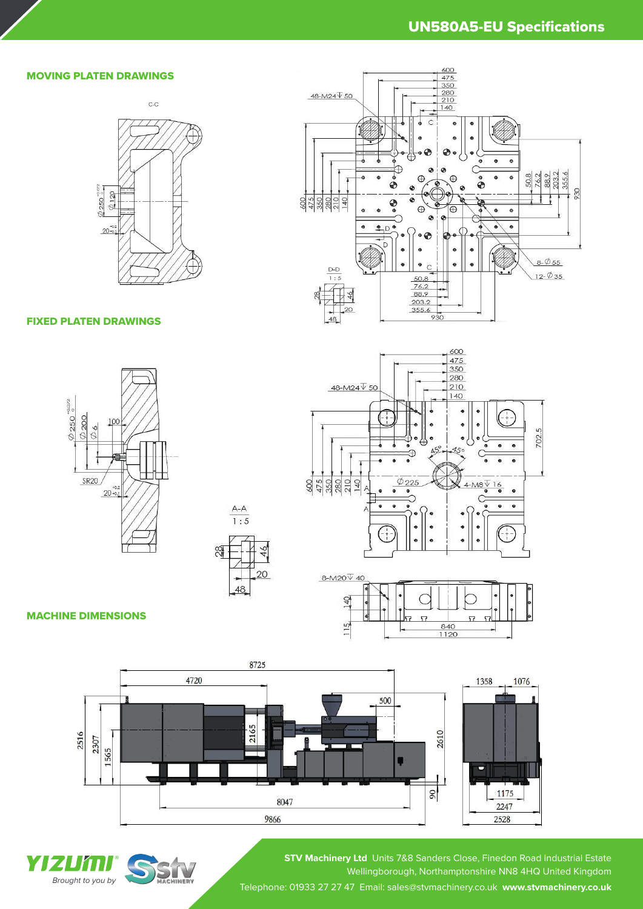# UN580A5-EU Specifications

## MOVING PLATEN DRAWINGS

C-C

Ø250 +0.072 0

Ø120

20 +0.2 +0.1

48-M24 ↧ 50

600
475
350
280
210
140

50.8
76.2
88.9
203.2
355.6
930

8-Ø55

12-Ø35

D-D
1 : 5

28
46
20
48

## FIXED PLATEN DRAWINGS

Ø250 +0.072 0

Ø200

Ø6

100

SR20

20 +0.2 +0.1

A-A
1 : 5

28
46
20
48

48-M24 ↧ 50

600
475
350
280
210
140

702.5

45°
45°

Ø225

4-M8 ↧ 16

8-M20 ↧ 40

140
115
840
1120

## MACHINE DIMENSIONS

8725
4720
500
2516
2307
1565
2165
2610
90
8047
9866

1358
1076
1175
2247
2528

**STV Machinery Ltd** Units 7&8 Sanders Close, Finedon Road Industrial Estate Wellingborough, Northamptonshire NN8 4HQ United Kingdom

Telephone: 01933 27 27 47 Email: sales@stvmachinery.co.uk **www.stvmachinery.co.uk**

YIZUMI® *Brought to you by* STV MACHINERY